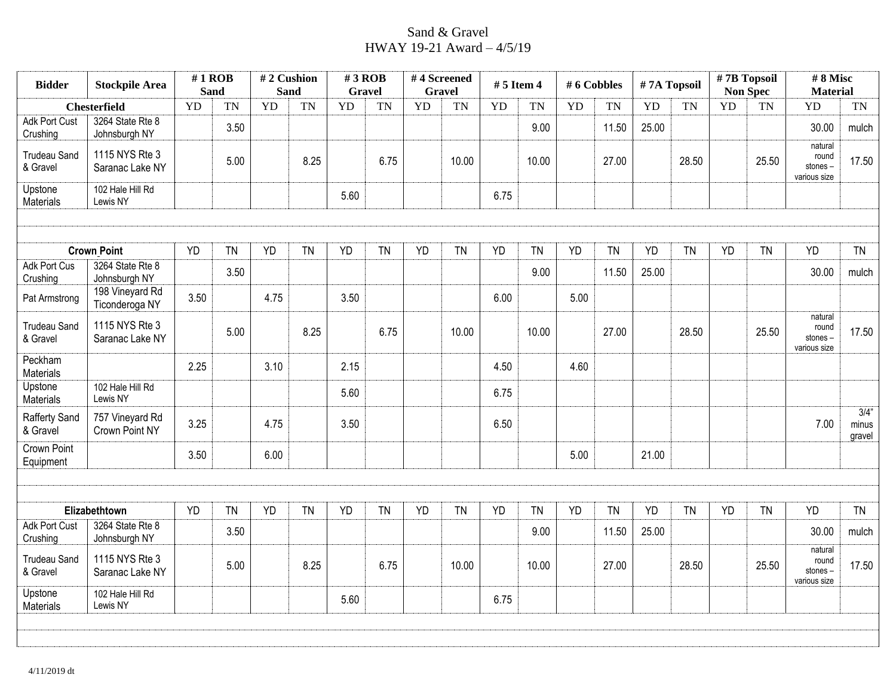# Sand & Gravel
## HWAY 19-21 Award – 4/5/19

| Bidder | Stockpile Area | # 1 ROB Sand | | # 2 Cushion Sand | | # 3 ROB Gravel | | # 4 Screened Gravel | | # 5 Item 4 | | # 6 Cobbles | | # 7A Topsoil | | # 7B Topsoil Non Spec | | # 8 Misc Material | |
|---|---|---|---|---|---|---|---|---|---|---|---|---|---|---|---|---|---|---|---|
| **Chesterfield** | | YD | TN | YD | TN | YD | TN | YD | TN | YD | TN | YD | TN | YD | TN | YD | TN | YD | TN |
| Adk Port Cust Crushing | 3264 State Rte 8 Johnsburgh NY | | 3.50 | | | | | | | | 9.00 | | 11.50 | 25.00 | | | | 30.00 | mulch |
| Trudeau Sand & Gravel | 1115 NYS Rte 3 Saranac Lake NY | | 5.00 | | 8.25 | | 6.75 | | 10.00 | | 10.00 | | 27.00 | | 28.50 | | 25.50 | natural round stones – various size | 17.50 |
| Upstone Materials | 102 Hale Hill Rd Lewis NY | | | | | 5.60 | | | | 6.75 | | | | | | | | | |
| | | | | | | | | | | | | | | | | | | | |
| **Crown Point** | | YD | TN | YD | TN | YD | TN | YD | TN | YD | TN | YD | TN | YD | TN | YD | TN | YD | TN |
| Adk Port Cus Crushing | 3264 State Rte 8 Johnsburgh NY | | 3.50 | | | | | | | | 9.00 | | 11.50 | 25.00 | | | | 30.00 | mulch |
| Pat Armstrong | 198 Vineyard Rd Ticonderoga NY | 3.50 | | 4.75 | | 3.50 | | | | 6.00 | | 5.00 | | | | | | | |
| Trudeau Sand & Gravel | 1115 NYS Rte 3 Saranac Lake NY | | 5.00 | | 8.25 | | 6.75 | | 10.00 | | 10.00 | | 27.00 | | 28.50 | | 25.50 | natural round stones – various size | 17.50 |
| Peckham Materials | | 2.25 | | 3.10 | | 2.15 | | | | 4.50 | | 4.60 | | | | | | | |
| Upstone Materials | 102 Hale Hill Rd Lewis NY | | | | | 5.60 | | | | 6.75 | | | | | | | | | |
| Rafferty Sand & Gravel | 757 Vineyard Rd Crown Point NY | 3.25 | | 4.75 | | 3.50 | | | | 6.50 | | | | | | | | 7.00 | 3/4" minus gravel |
| Crown Point Equipment | | 3.50 | | 6.00 | | | | | | | | 5.00 | | 21.00 | | | | | |
| | | | | | | | | | | | | | | | | | | | |
| **Elizabethtown** | | YD | TN | YD | TN | YD | TN | YD | TN | YD | TN | YD | TN | YD | TN | YD | TN | YD | TN |
| Adk Port Cust Crushing | 3264 State Rte 8 Johnsburgh NY | | 3.50 | | | | | | | | 9.00 | | 11.50 | 25.00 | | | | 30.00 | mulch |
| Trudeau Sand & Gravel | 1115 NYS Rte 3 Saranac Lake NY | | 5.00 | | 8.25 | | 6.75 | | 10.00 | | 10.00 | | 27.00 | | 28.50 | | 25.50 | natural round stones – various size | 17.50 |
| Upstone Materials | 102 Hale Hill Rd Lewis NY | | | | | 5.60 | | | | 6.75 | | | | | | | | | |

4/11/2019 dt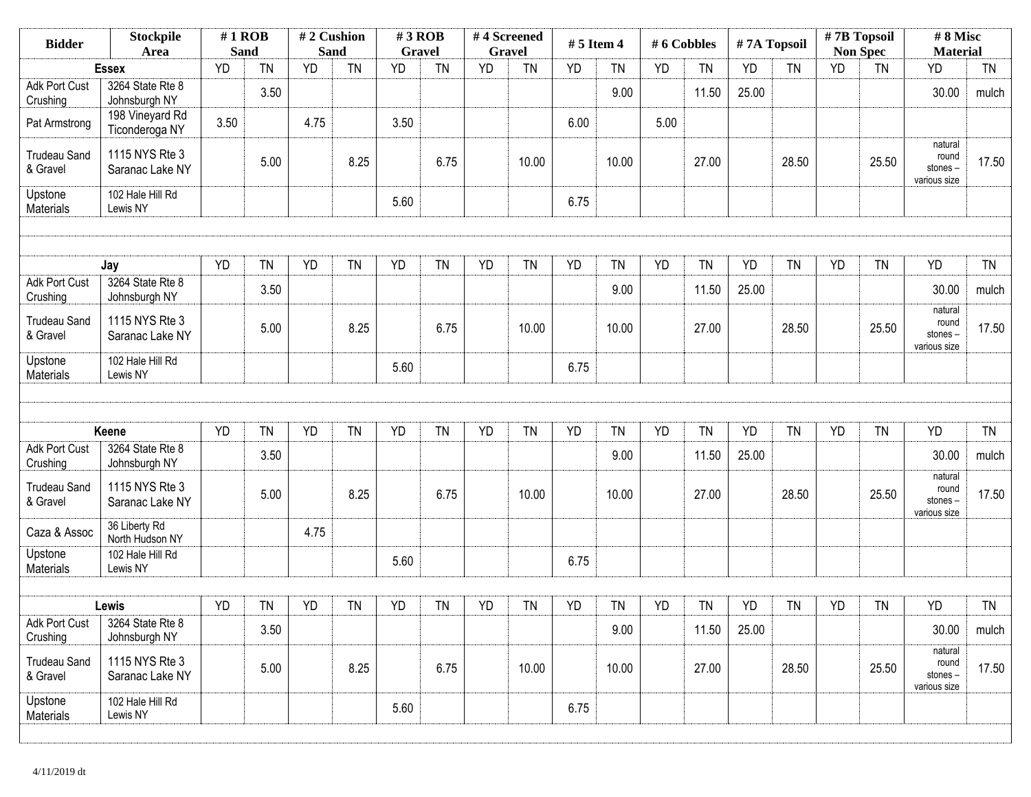| Bidder | Stockpile Area | # 1 ROB Sand | | # 2 Cushion Sand | | # 3 ROB Gravel | | # 4 Screened Gravel | | # 5 Item 4 | | # 6 Cobbles | | # 7A Topsoil | | # 7B Topsoil Non Spec | | # 8 Misc Material | |
|---|---|---|---|---|---|---|---|---|---|---|---|---|---|---|---|---|---|---|---|
| **Essex** | | YD | TN | YD | TN | YD | TN | YD | TN | YD | TN | YD | TN | YD | TN | YD | TN | YD | TN |
| Adk Port Cust Crushing | 3264 State Rte 8 Johnsburgh NY | | 3.50 | | | | | | | | 9.00 | | 11.50 | 25.00 | | | | 30.00 | mulch |
| Pat Armstrong | 198 Vineyard Rd Ticonderoga NY | 3.50 | | 4.75 | | 3.50 | | | | 6.00 | | 5.00 | | | | | | | |
| Trudeau Sand & Gravel | 1115 NYS Rte 3 Saranac Lake NY | | 5.00 | | 8.25 | | 6.75 | | 10.00 | | 10.00 | | 27.00 | | 28.50 | | 25.50 | natural round stones – various size | 17.50 |
| Upstone Materials | 102 Hale Hill Rd Lewis NY | | | | | 5.60 | | | | 6.75 | | | | | | | | | |
| **Jay** | | YD | TN | YD | TN | YD | TN | YD | TN | YD | TN | YD | TN | YD | TN | YD | TN | YD | TN |
| Adk Port Cust Crushing | 3264 State Rte 8 Johnsburgh NY | | 3.50 | | | | | | | | 9.00 | | 11.50 | 25.00 | | | | 30.00 | mulch |
| Trudeau Sand & Gravel | 1115 NYS Rte 3 Saranac Lake NY | | 5.00 | | 8.25 | | 6.75 | | 10.00 | | 10.00 | | 27.00 | | 28.50 | | 25.50 | natural round stones – various size | 17.50 |
| Upstone Materials | 102 Hale Hill Rd Lewis NY | | | | | 5.60 | | | | 6.75 | | | | | | | | | |
| **Keene** | | YD | TN | YD | TN | YD | TN | YD | TN | YD | TN | YD | TN | YD | TN | YD | TN | YD | TN |
| Adk Port Cust Crushing | 3264 State Rte 8 Johnsburgh NY | | 3.50 | | | | | | | | 9.00 | | 11.50 | 25.00 | | | | 30.00 | mulch |
| Trudeau Sand & Gravel | 1115 NYS Rte 3 Saranac Lake NY | | 5.00 | | 8.25 | | 6.75 | | 10.00 | | 10.00 | | 27.00 | | 28.50 | | 25.50 | natural round stones – various size | 17.50 |
| Caza & Assoc | 36 Liberty Rd North Hudson NY | | | 4.75 | | | | | | | | | | | | | | | |
| Upstone Materials | 102 Hale Hill Rd Lewis NY | | | | | 5.60 | | | | 6.75 | | | | | | | | | |
| **Lewis** | | YD | TN | YD | TN | YD | TN | YD | TN | YD | TN | YD | TN | YD | TN | YD | TN | YD | TN |
| Adk Port Cust Crushing | 3264 State Rte 8 Johnsburgh NY | | 3.50 | | | | | | | | 9.00 | | 11.50 | 25.00 | | | | 30.00 | mulch |
| Trudeau Sand & Gravel | 1115 NYS Rte 3 Saranac Lake NY | | 5.00 | | 8.25 | | 6.75 | | 10.00 | | 10.00 | | 27.00 | | 28.50 | | 25.50 | natural round stones – various size | 17.50 |
| Upstone Materials | 102 Hale Hill Rd Lewis NY | | | | | 5.60 | | | | 6.75 | | | | | | | | | |

4/11/2019 dt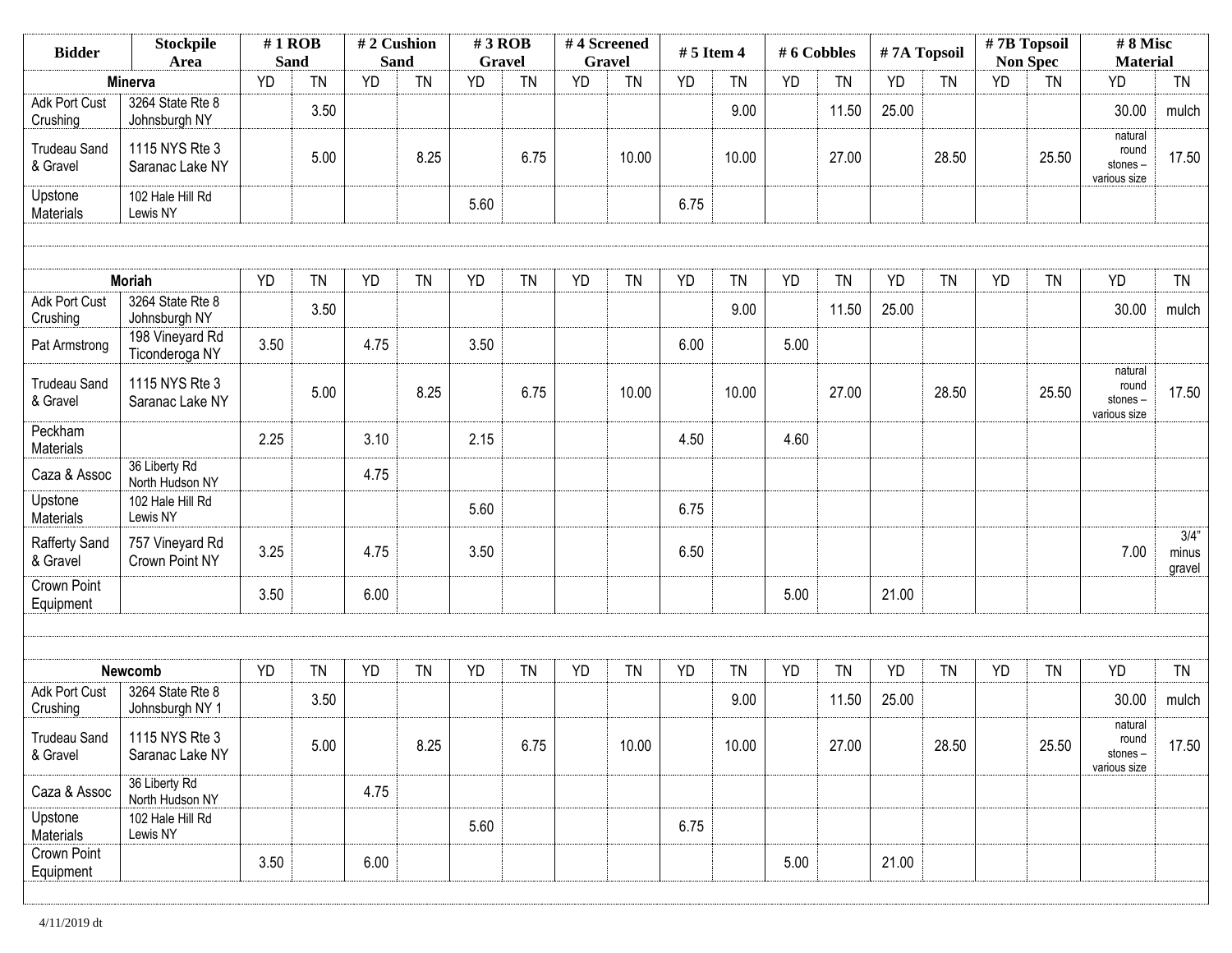| Bidder | Stockpile Area | # 1 ROB Sand | | # 2 Cushion Sand | | # 3 ROB Gravel | | # 4 Screened Gravel | | # 5 Item 4 | | # 6 Cobbles | | # 7A Topsoil | | # 7B Topsoil Non Spec | | # 8 Misc Material | |
|---|---|---|---|---|---|---|---|---|---|---|---|---|---|---|---|---|---|---|---|
| **Minerva** | | YD | TN | YD | TN | YD | TN | YD | TN | YD | TN | YD | TN | YD | TN | YD | TN | YD | TN |
| Adk Port Cust Crushing | 3264 State Rte 8 Johnsburgh NY | | 3.50 | | | | | | | | 9.00 | | 11.50 | 25.00 | | | | 30.00 | mulch |
| Trudeau Sand & Gravel | 1115 NYS Rte 3 Saranac Lake NY | | 5.00 | | 8.25 | | 6.75 | | 10.00 | | 10.00 | | 27.00 | | 28.50 | | 25.50 | natural round stones – various size | 17.50 |
| Upstone Materials | 102 Hale Hill Rd Lewis NY | | | | | 5.60 | | | | 6.75 | | | | | | | | | |
| | | | | | | | | | | | | | | | | | | | |
| **Moriah** | | YD | TN | YD | TN | YD | TN | YD | TN | YD | TN | YD | TN | YD | TN | YD | TN | YD | TN |
| Adk Port Cust Crushing | 3264 State Rte 8 Johnsburgh NY | | 3.50 | | | | | | | | 9.00 | | 11.50 | 25.00 | | | | 30.00 | mulch |
| Pat Armstrong | 198 Vineyard Rd Ticonderoga NY | 3.50 | | 4.75 | | 3.50 | | | | 6.00 | | 5.00 | | | | | | | |
| Trudeau Sand & Gravel | 1115 NYS Rte 3 Saranac Lake NY | | 5.00 | | 8.25 | | 6.75 | | 10.00 | | 10.00 | | 27.00 | | 28.50 | | 25.50 | natural round stones – various size | 17.50 |
| Peckham Materials | | 2.25 | | 3.10 | | 2.15 | | | | 4.50 | | 4.60 | | | | | | | |
| Caza & Assoc | 36 Liberty Rd North Hudson NY | | | 4.75 | | | | | | | | | | | | | | | |
| Upstone Materials | 102 Hale Hill Rd Lewis NY | | | | | 5.60 | | | | 6.75 | | | | | | | | | |
| Rafferty Sand & Gravel | 757 Vineyard Rd Crown Point NY | 3.25 | | 4.75 | | 3.50 | | | | 6.50 | | | | | | | | 7.00 | 3/4" minus gravel |
| Crown Point Equipment | | 3.50 | | 6.00 | | | | | | | | 5.00 | | 21.00 | | | | | |
| | | | | | | | | | | | | | | | | | | | |
| **Newcomb** | | YD | TN | YD | TN | YD | TN | YD | TN | YD | TN | YD | TN | YD | TN | YD | TN | YD | TN |
| Adk Port Cust Crushing | 3264 State Rte 8 Johnsburgh NY 1 | | 3.50 | | | | | | | | 9.00 | | 11.50 | 25.00 | | | | 30.00 | mulch |
| Trudeau Sand & Gravel | 1115 NYS Rte 3 Saranac Lake NY | | 5.00 | | 8.25 | | 6.75 | | 10.00 | | 10.00 | | 27.00 | | 28.50 | | 25.50 | natural round stones – various size | 17.50 |
| Caza & Assoc | 36 Liberty Rd North Hudson NY | | | 4.75 | | | | | | | | | | | | | | | |
| Upstone Materials | 102 Hale Hill Rd Lewis NY | | | | | 5.60 | | | | 6.75 | | | | | | | | | |
| Crown Point Equipment | | 3.50 | | 6.00 | | | | | | | | 5.00 | | 21.00 | | | | | |

4/11/2019 dt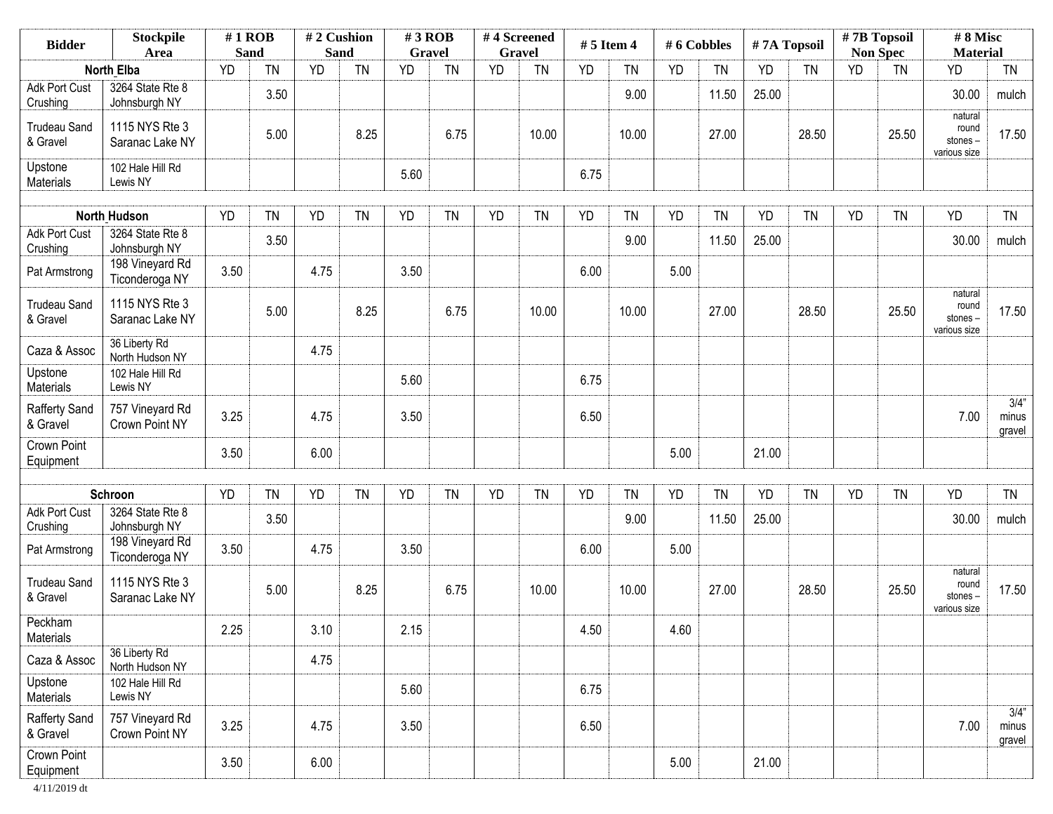| Bidder | Stockpile Area | # 1 ROB Sand | | # 2 Cushion Sand | | # 3 ROB Gravel | | # 4 Screened Gravel | | # 5 Item 4 | | # 6 Cobbles | | # 7A Topsoil | | # 7B Topsoil Non Spec | | # 8 Misc Material | |
|---|---|---|---|---|---|---|---|---|---|---|---|---|---|---|---|---|---|---|---|
| **North Elba** | | YD | TN | YD | TN | YD | TN | YD | TN | YD | TN | YD | TN | YD | TN | YD | TN | YD | TN |
| Adk Port Cust Crushing | 3264 State Rte 8 Johnsburgh NY | | 3.50 | | | | | | | | 9.00 | | 11.50 | 25.00 | | | | 30.00 | mulch |
| Trudeau Sand & Gravel | 1115 NYS Rte 3 Saranac Lake NY | | 5.00 | | 8.25 | | 6.75 | | 10.00 | | 10.00 | | 27.00 | | 28.50 | | 25.50 | natural round stones – various size | 17.50 |
| Upstone Materials | 102 Hale Hill Rd Lewis NY | | | | | 5.60 | | | | 6.75 | | | | | | | | | |
| | | | | | | | | | | | | | | | | | | | |
| **North Hudson** | | YD | TN | YD | TN | YD | TN | YD | TN | YD | TN | YD | TN | YD | TN | YD | TN | YD | TN |
| Adk Port Cust Crushing | 3264 State Rte 8 Johnsburgh NY | | 3.50 | | | | | | | | 9.00 | | 11.50 | 25.00 | | | | 30.00 | mulch |
| Pat Armstrong | 198 Vineyard Rd Ticonderoga NY | 3.50 | | 4.75 | | 3.50 | | | | 6.00 | | 5.00 | | | | | | | |
| Trudeau Sand & Gravel | 1115 NYS Rte 3 Saranac Lake NY | | 5.00 | | 8.25 | | 6.75 | | 10.00 | | 10.00 | | 27.00 | | 28.50 | | 25.50 | natural round stones – various size | 17.50 |
| Caza & Assoc | 36 Liberty Rd North Hudson NY | | | 4.75 | | | | | | | | | | | | | | | |
| Upstone Materials | 102 Hale Hill Rd Lewis NY | | | | | 5.60 | | | | 6.75 | | | | | | | | | |
| Rafferty Sand & Gravel | 757 Vineyard Rd Crown Point NY | 3.25 | | 4.75 | | 3.50 | | | | 6.50 | | | | | | | | 7.00 | 3/4" minus gravel |
| Crown Point Equipment | | 3.50 | | 6.00 | | | | | | | | 5.00 | | 21.00 | | | | | |
| | | | | | | | | | | | | | | | | | | | |
| **Schroon** | | YD | TN | YD | TN | YD | TN | YD | TN | YD | TN | YD | TN | YD | TN | YD | TN | YD | TN |
| Adk Port Cust Crushing | 3264 State Rte 8 Johnsburgh NY | | 3.50 | | | | | | | | 9.00 | | 11.50 | 25.00 | | | | 30.00 | mulch |
| Pat Armstrong | 198 Vineyard Rd Ticonderoga NY | 3.50 | | 4.75 | | 3.50 | | | | 6.00 | | 5.00 | | | | | | | |
| Trudeau Sand & Gravel | 1115 NYS Rte 3 Saranac Lake NY | | 5.00 | | 8.25 | | 6.75 | | 10.00 | | 10.00 | | 27.00 | | 28.50 | | 25.50 | natural round stones – various size | 17.50 |
| Peckham Materials | | 2.25 | | 3.10 | | 2.15 | | | | 4.50 | | 4.60 | | | | | | | |
| Caza & Assoc | 36 Liberty Rd North Hudson NY | | | 4.75 | | | | | | | | | | | | | | | |
| Upstone Materials | 102 Hale Hill Rd Lewis NY | | | | | 5.60 | | | | 6.75 | | | | | | | | | |
| Rafferty Sand & Gravel | 757 Vineyard Rd Crown Point NY | 3.25 | | 4.75 | | 3.50 | | | | 6.50 | | | | | | | | 7.00 | 3/4" minus gravel |
| Crown Point Equipment | | 3.50 | | 6.00 | | | | | | | | 5.00 | | 21.00 | | | | | |

4/11/2019 dt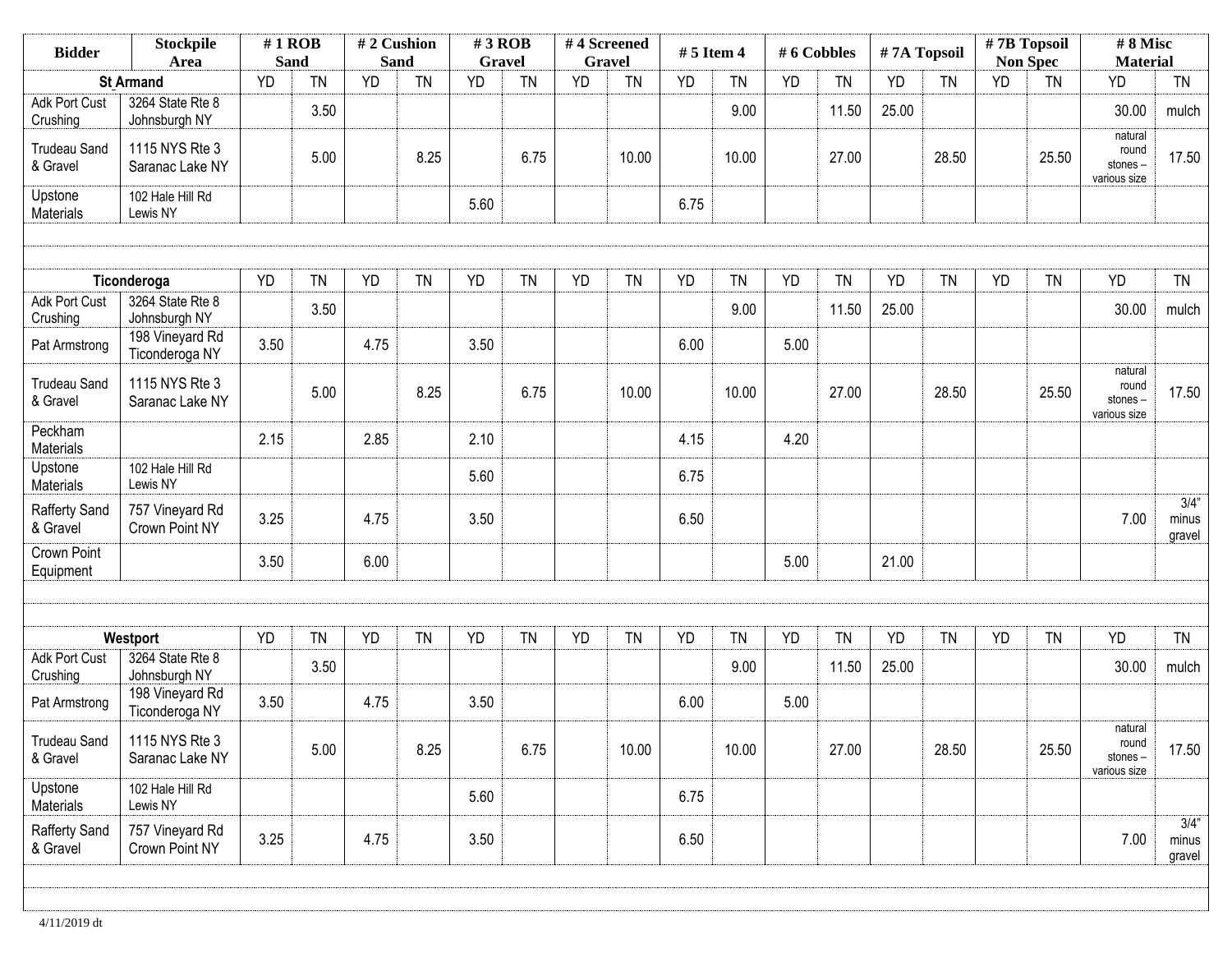| Bidder | Stockpile Area | # 1 ROB Sand | | # 2 Cushion Sand | | # 3 ROB Gravel | | # 4 Screened Gravel | | # 5 Item 4 | | # 6 Cobbles | | # 7A Topsoil | | # 7B Topsoil Non Spec | | # 8 Misc Material | |
|---|---|---|---|---|---|---|---|---|---|---|---|---|---|---|---|---|---|---|---|
| **St Armand** | | YD | TN | YD | TN | YD | TN | YD | TN | YD | TN | YD | TN | YD | TN | YD | TN | YD | TN |
| Adk Port Cust Crushing | 3264 State Rte 8 Johnsburgh NY | | 3.50 | | | | | | | | 9.00 | | 11.50 | 25.00 | | | | 30.00 | mulch |
| Trudeau Sand & Gravel | 1115 NYS Rte 3 Saranac Lake NY | | 5.00 | | 8.25 | | 6.75 | | 10.00 | | 10.00 | | 27.00 | | 28.50 | | 25.50 | natural round stones – various size | 17.50 |
| Upstone Materials | 102 Hale Hill Rd Lewis NY | | | | | 5.60 | | | | 6.75 | | | | | | | | | |
| **Ticonderoga** | | YD | TN | YD | TN | YD | TN | YD | TN | YD | TN | YD | TN | YD | TN | YD | TN | YD | TN |
| Adk Port Cust Crushing | 3264 State Rte 8 Johnsburgh NY | | 3.50 | | | | | | | | 9.00 | | 11.50 | 25.00 | | | | 30.00 | mulch |
| Pat Armstrong | 198 Vineyard Rd Ticonderoga NY | 3.50 | | 4.75 | | 3.50 | | | | 6.00 | | 5.00 | | | | | | | |
| Trudeau Sand & Gravel | 1115 NYS Rte 3 Saranac Lake NY | | 5.00 | | 8.25 | | 6.75 | | 10.00 | | 10.00 | | 27.00 | | 28.50 | | 25.50 | natural round stones – various size | 17.50 |
| Peckham Materials | | 2.15 | | 2.85 | | 2.10 | | | | 4.15 | | 4.20 | | | | | | | |
| Upstone Materials | 102 Hale Hill Rd Lewis NY | | | | | 5.60 | | | | 6.75 | | | | | | | | | |
| Rafferty Sand & Gravel | 757 Vineyard Rd Crown Point NY | 3.25 | | 4.75 | | 3.50 | | | | 6.50 | | | | | | | | 7.00 | 3/4" minus gravel |
| Crown Point Equipment | | 3.50 | | 6.00 | | | | | | | | 5.00 | | 21.00 | | | | | |
| **Westport** | | YD | TN | YD | TN | YD | TN | YD | TN | YD | TN | YD | TN | YD | TN | YD | TN | YD | TN |
| Adk Port Cust Crushing | 3264 State Rte 8 Johnsburgh NY | | 3.50 | | | | | | | | 9.00 | | 11.50 | 25.00 | | | | 30.00 | mulch |
| Pat Armstrong | 198 Vineyard Rd Ticonderoga NY | 3.50 | | 4.75 | | 3.50 | | | | 6.00 | | 5.00 | | | | | | | |
| Trudeau Sand & Gravel | 1115 NYS Rte 3 Saranac Lake NY | | 5.00 | | 8.25 | | 6.75 | | 10.00 | | 10.00 | | 27.00 | | 28.50 | | 25.50 | natural round stones – various size | 17.50 |
| Upstone Materials | 102 Hale Hill Rd Lewis NY | | | | | 5.60 | | | | 6.75 | | | | | | | | | |
| Rafferty Sand & Gravel | 757 Vineyard Rd Crown Point NY | 3.25 | | 4.75 | | 3.50 | | | | 6.50 | | | | | | | | 7.00 | 3/4" minus gravel |

4/11/2019 dt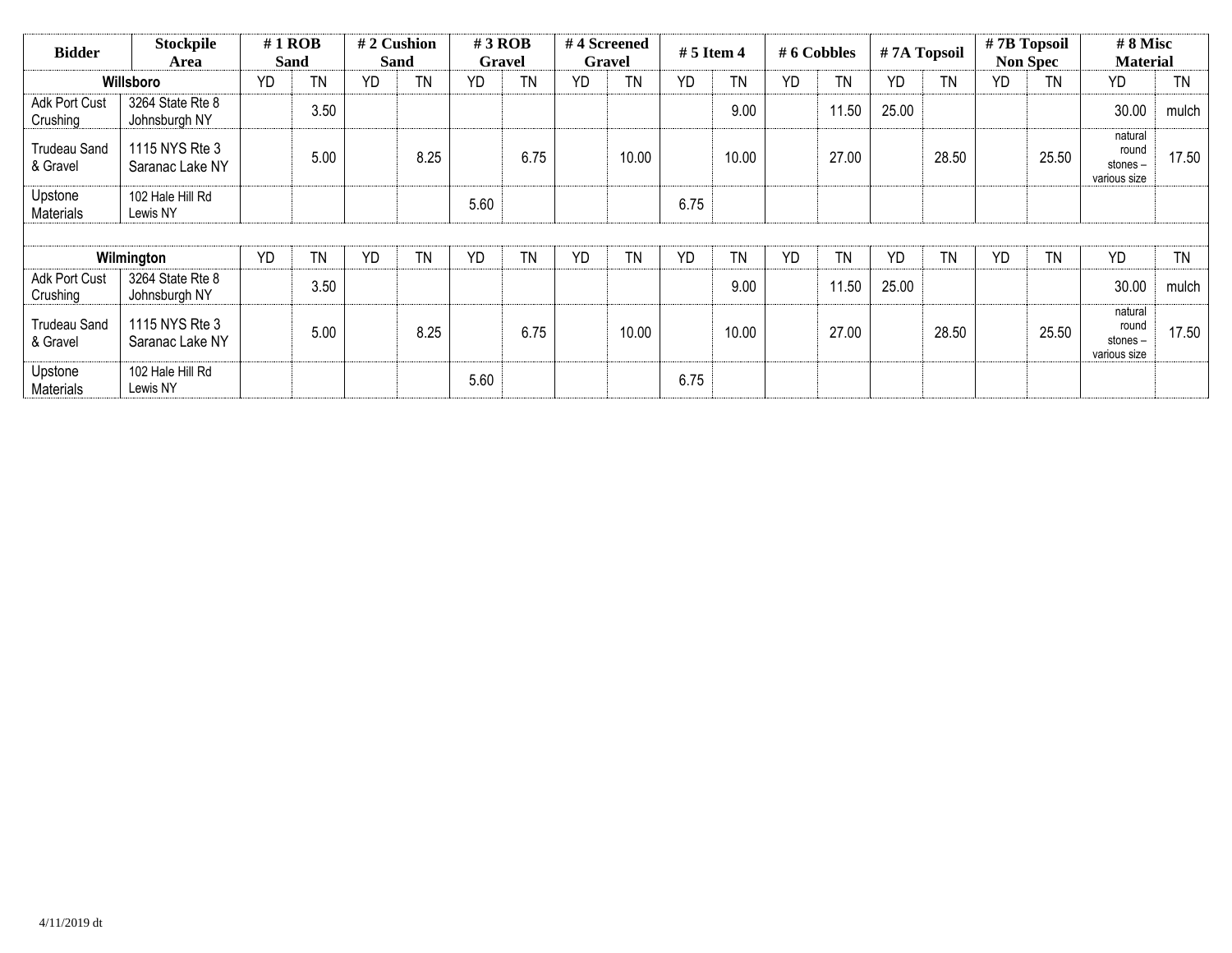| Bidder | Stockpile Area | # 1 ROB Sand | | # 2 Cushion Sand | | # 3 ROB Gravel | | # 4 Screened Gravel | | # 5 Item 4 | | # 6 Cobbles | | # 7A Topsoil | | # 7B Topsoil Non Spec | | # 8 Misc Material | |
|---|---|---|---|---|---|---|---|---|---|---|---|---|---|---|---|---|---|---|---|
| Willsboro | | YD | TN | YD | TN | YD | TN | YD | TN | YD | TN | YD | TN | YD | TN | YD | TN | YD | TN |
| Adk Port Cust Crushing | 3264 State Rte 8 Johnsburgh NY | | 3.50 | | | | | | | | 9.00 | | 11.50 | 25.00 | | | | 30.00 | mulch |
| Trudeau Sand & Gravel | 1115 NYS Rte 3 Saranac Lake NY | | 5.00 | | 8.25 | | 6.75 | | 10.00 | | 10.00 | | 27.00 | | 28.50 | | 25.50 | natural round stones – various size | 17.50 |
| Upstone Materials | 102 Hale Hill Rd Lewis NY | | | | | 5.60 | | | | 6.75 | | | | | | | | | |
| | | | | | | | | | | | | | | | | | | | |
| Wilmington | | YD | TN | YD | TN | YD | TN | YD | TN | YD | TN | YD | TN | YD | TN | YD | TN | YD | TN |
| Adk Port Cust Crushing | 3264 State Rte 8 Johnsburgh NY | | 3.50 | | | | | | | | 9.00 | | 11.50 | 25.00 | | | | 30.00 | mulch |
| Trudeau Sand & Gravel | 1115 NYS Rte 3 Saranac Lake NY | | 5.00 | | 8.25 | | 6.75 | | 10.00 | | 10.00 | | 27.00 | | 28.50 | | 25.50 | natural round stones – various size | 17.50 |
| Upstone Materials | 102 Hale Hill Rd Lewis NY | | | | | 5.60 | | | | 6.75 | | | | | | | | | |

4/11/2019 dt